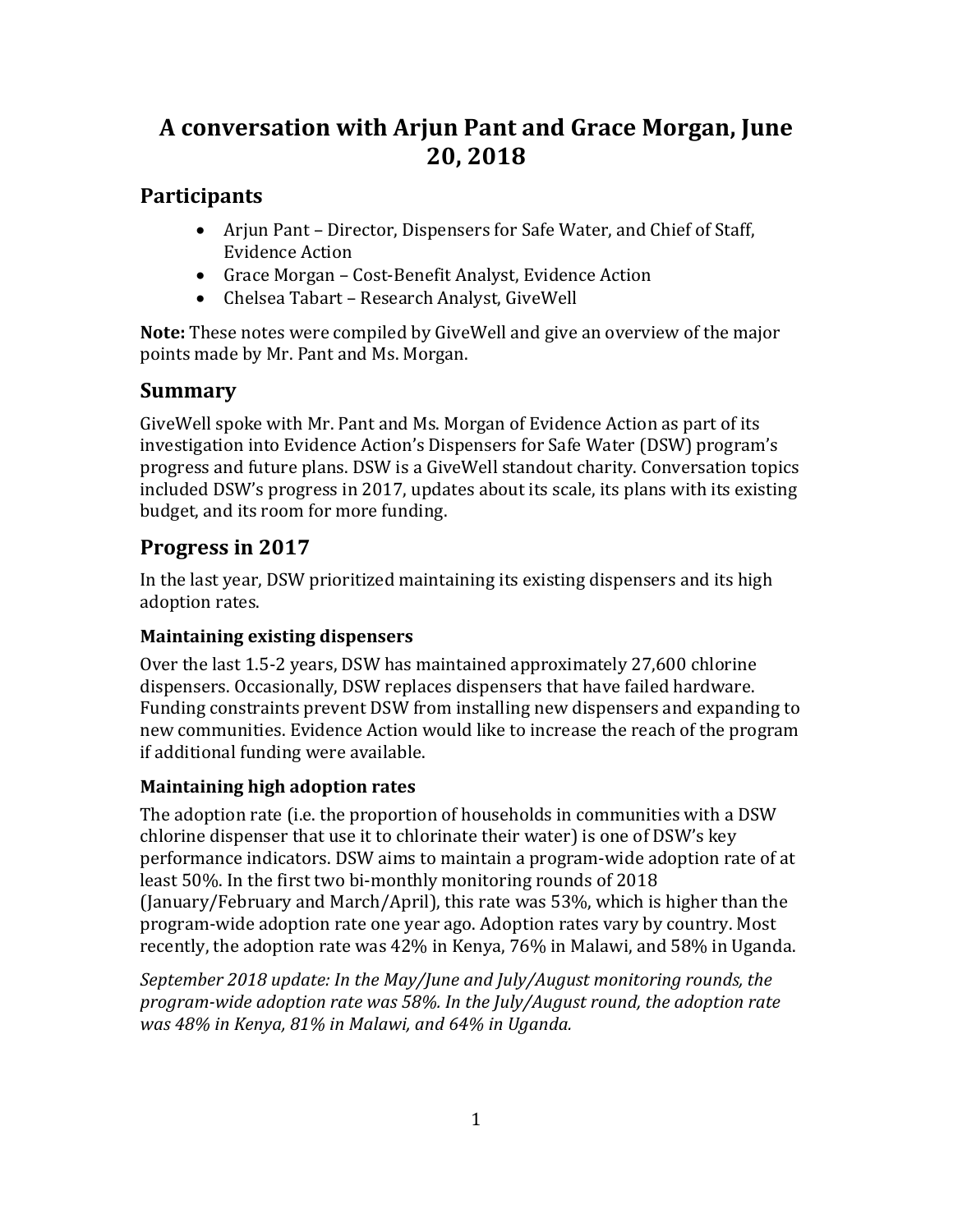# A conversation with Arjun Pant and Grace Morgan, June 20, 2018

## Participants

- Arjun Pant – Director, Dispensers for Safe Water, and Chief of Staff, Evidence Action
- Grace Morgan – Cost-Benefit Analyst, Evidence Action
- Chelsea Tabart – Research Analyst, GiveWell

**Note:** These notes were compiled by GiveWell and give an overview of the major points made by Mr. Pant and Ms. Morgan.

## Summary

GiveWell spoke with Mr. Pant and Ms. Morgan of Evidence Action as part of its investigation into Evidence Action's Dispensers for Safe Water (DSW) program's progress and future plans. DSW is a GiveWell standout charity. Conversation topics included DSW's progress in 2017, updates about its scale, its plans with its existing budget, and its room for more funding.

## Progress in 2017

In the last year, DSW prioritized maintaining its existing dispensers and its high adoption rates.

### Maintaining existing dispensers

Over the last 1.5-2 years, DSW has maintained approximately 27,600 chlorine dispensers. Occasionally, DSW replaces dispensers that have failed hardware. Funding constraints prevent DSW from installing new dispensers and expanding to new communities. Evidence Action would like to increase the reach of the program if additional funding were available.

### Maintaining high adoption rates

The adoption rate (i.e. the proportion of households in communities with a DSW chlorine dispenser that use it to chlorinate their water) is one of DSW's key performance indicators. DSW aims to maintain a program-wide adoption rate of at least 50%. In the first two bi-monthly monitoring rounds of 2018 (January/February and March/April), this rate was 53%, which is higher than the program-wide adoption rate one year ago. Adoption rates vary by country. Most recently, the adoption rate was 42% in Kenya, 76% in Malawi, and 58% in Uganda.

*September 2018 update: In the May/June and July/August monitoring rounds, the program-wide adoption rate was 58%. In the July/August round, the adoption rate was 48% in Kenya, 81% in Malawi, and 64% in Uganda.*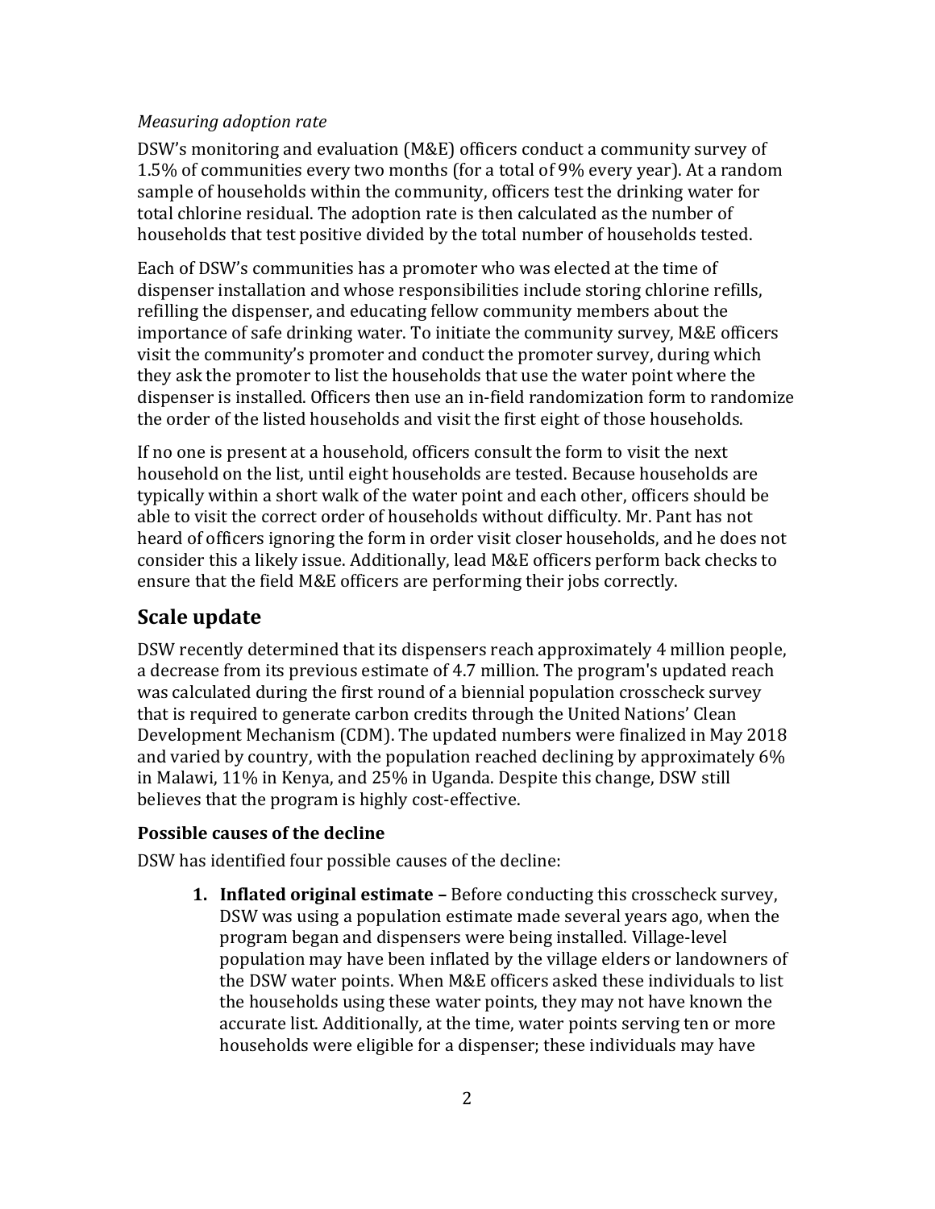*Measuring adoption rate*

DSW's monitoring and evaluation (M&E) officers conduct a community survey of 1.5% of communities every two months (for a total of 9% every year). At a random sample of households within the community, officers test the drinking water for total chlorine residual. The adoption rate is then calculated as the number of households that test positive divided by the total number of households tested.

Each of DSW's communities has a promoter who was elected at the time of dispenser installation and whose responsibilities include storing chlorine refills, refilling the dispenser, and educating fellow community members about the importance of safe drinking water. To initiate the community survey, M&E officers visit the community's promoter and conduct the promoter survey, during which they ask the promoter to list the households that use the water point where the dispenser is installed. Officers then use an in-field randomization form to randomize the order of the listed households and visit the first eight of those households.

If no one is present at a household, officers consult the form to visit the next household on the list, until eight households are tested. Because households are typically within a short walk of the water point and each other, officers should be able to visit the correct order of households without difficulty. Mr. Pant has not heard of officers ignoring the form in order visit closer households, and he does not consider this a likely issue. Additionally, lead M&E officers perform back checks to ensure that the field M&E officers are performing their jobs correctly.

## Scale update

DSW recently determined that its dispensers reach approximately 4 million people, a decrease from its previous estimate of 4.7 million. The program's updated reach was calculated during the first round of a biennial population crosscheck survey that is required to generate carbon credits through the United Nations' Clean Development Mechanism (CDM). The updated numbers were finalized in May 2018 and varied by country, with the population reached declining by approximately 6% in Malawi, 11% in Kenya, and 25% in Uganda. Despite this change, DSW still believes that the program is highly cost-effective.

### Possible causes of the decline

DSW has identified four possible causes of the decline:

1. **Inflated original estimate –** Before conducting this crosscheck survey, DSW was using a population estimate made several years ago, when the program began and dispensers were being installed. Village-level population may have been inflated by the village elders or landowners of the DSW water points. When M&E officers asked these individuals to list the households using these water points, they may not have known the accurate list. Additionally, at the time, water points serving ten or more households were eligible for a dispenser; these individuals may have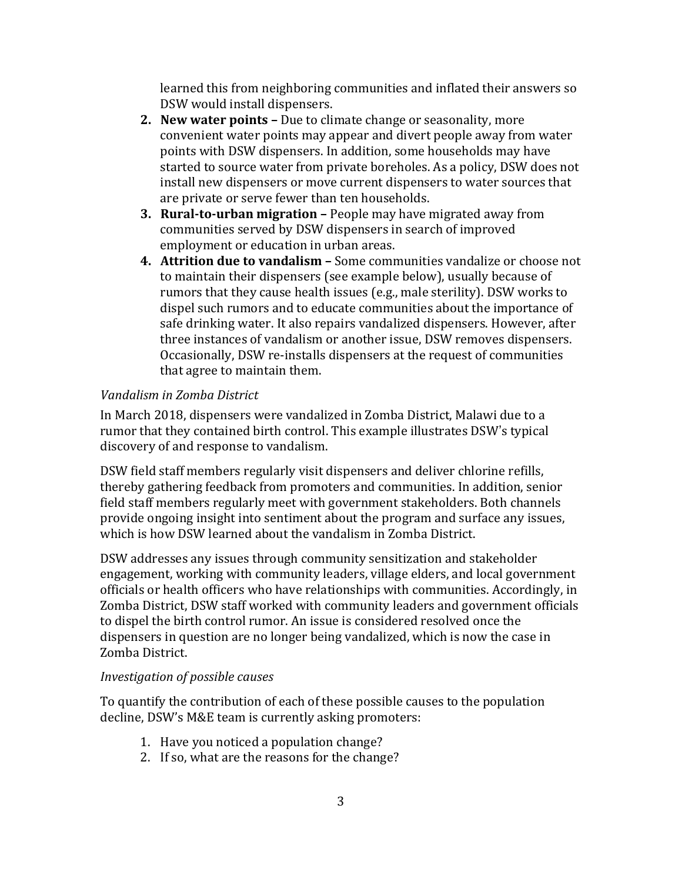learned this from neighboring communities and inflated their answers so DSW would install dispensers.

2. **New water points –** Due to climate change or seasonality, more convenient water points may appear and divert people away from water points with DSW dispensers. In addition, some households may have started to source water from private boreholes. As a policy, DSW does not install new dispensers or move current dispensers to water sources that are private or serve fewer than ten households.
3. **Rural-to-urban migration –** People may have migrated away from communities served by DSW dispensers in search of improved employment or education in urban areas.
4. **Attrition due to vandalism –** Some communities vandalize or choose not to maintain their dispensers (see example below), usually because of rumors that they cause health issues (e.g., male sterility). DSW works to dispel such rumors and to educate communities about the importance of safe drinking water. It also repairs vandalized dispensers. However, after three instances of vandalism or another issue, DSW removes dispensers. Occasionally, DSW re-installs dispensers at the request of communities that agree to maintain them.

*Vandalism in Zomba District*

In March 2018, dispensers were vandalized in Zomba District, Malawi due to a rumor that they contained birth control. This example illustrates DSW's typical discovery of and response to vandalism.

DSW field staff members regularly visit dispensers and deliver chlorine refills, thereby gathering feedback from promoters and communities. In addition, senior field staff members regularly meet with government stakeholders. Both channels provide ongoing insight into sentiment about the program and surface any issues, which is how DSW learned about the vandalism in Zomba District.

DSW addresses any issues through community sensitization and stakeholder engagement, working with community leaders, village elders, and local government officials or health officers who have relationships with communities. Accordingly, in Zomba District, DSW staff worked with community leaders and government officials to dispel the birth control rumor. An issue is considered resolved once the dispensers in question are no longer being vandalized, which is now the case in Zomba District.

*Investigation of possible causes*

To quantify the contribution of each of these possible causes to the population decline, DSW's M&E team is currently asking promoters:

1. Have you noticed a population change?
2. If so, what are the reasons for the change?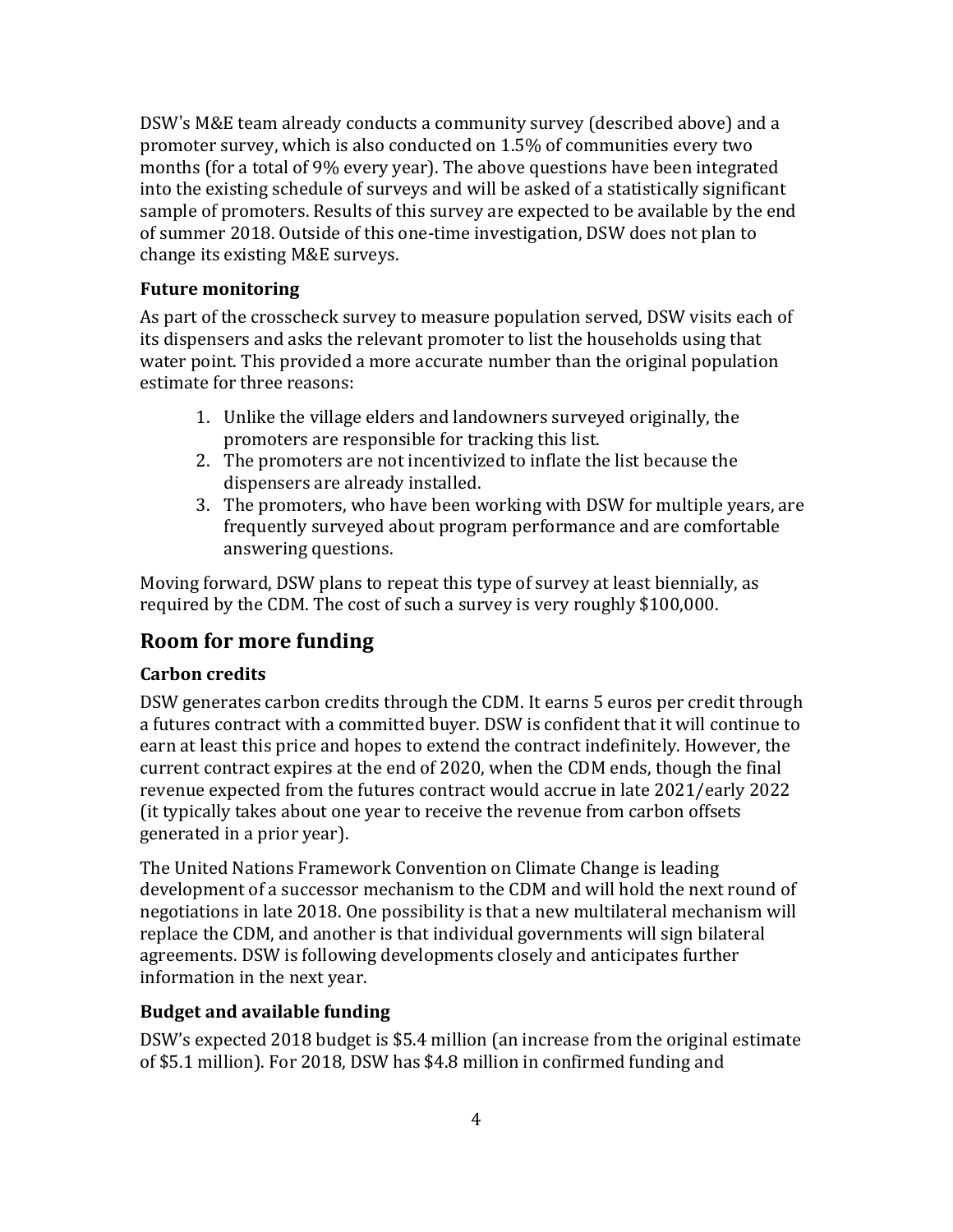DSW's M&E team already conducts a community survey (described above) and a promoter survey, which is also conducted on 1.5% of communities every two months (for a total of 9% every year). The above questions have been integrated into the existing schedule of surveys and will be asked of a statistically significant sample of promoters. Results of this survey are expected to be available by the end of summer 2018. Outside of this one-time investigation, DSW does not plan to change its existing M&E surveys.

### Future monitoring

As part of the crosscheck survey to measure population served, DSW visits each of its dispensers and asks the relevant promoter to list the households using that water point. This provided a more accurate number than the original population estimate for three reasons:

1. Unlike the village elders and landowners surveyed originally, the promoters are responsible for tracking this list.
2. The promoters are not incentivized to inflate the list because the dispensers are already installed.
3. The promoters, who have been working with DSW for multiple years, are frequently surveyed about program performance and are comfortable answering questions.

Moving forward, DSW plans to repeat this type of survey at least biennially, as required by the CDM. The cost of such a survey is very roughly $100,000.

## Room for more funding

### Carbon credits

DSW generates carbon credits through the CDM. It earns 5 euros per credit through a futures contract with a committed buyer. DSW is confident that it will continue to earn at least this price and hopes to extend the contract indefinitely. However, the current contract expires at the end of 2020, when the CDM ends, though the final revenue expected from the futures contract would accrue in late 2021/early 2022 (it typically takes about one year to receive the revenue from carbon offsets generated in a prior year).

The United Nations Framework Convention on Climate Change is leading development of a successor mechanism to the CDM and will hold the next round of negotiations in late 2018. One possibility is that a new multilateral mechanism will replace the CDM, and another is that individual governments will sign bilateral agreements. DSW is following developments closely and anticipates further information in the next year.

### Budget and available funding

DSW's expected 2018 budget is $5.4 million (an increase from the original estimate of $5.1 million). For 2018, DSW has $4.8 million in confirmed funding and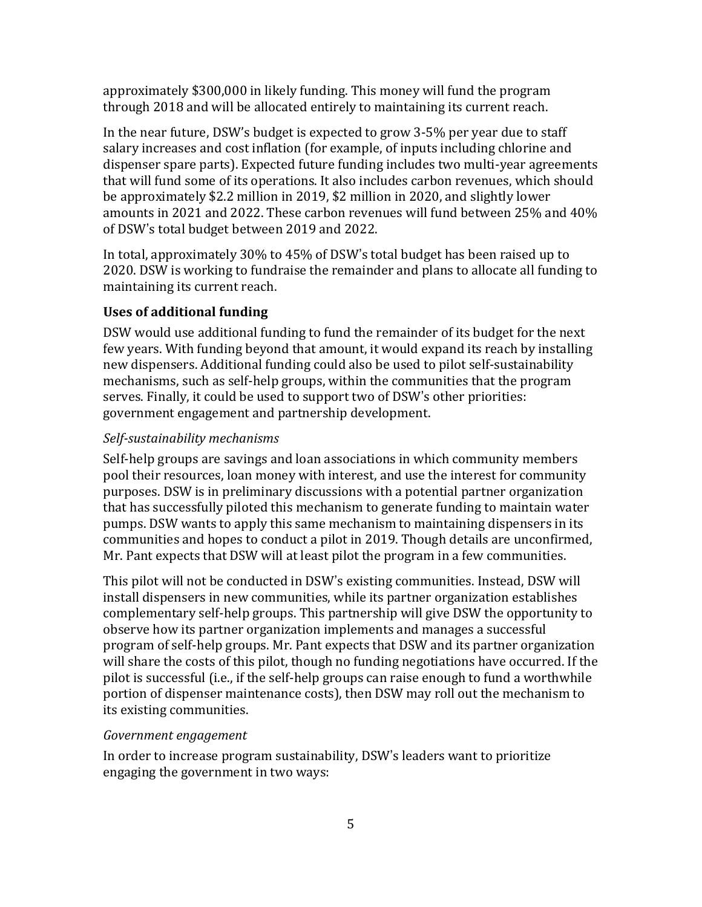approximately $300,000 in likely funding. This money will fund the program through 2018 and will be allocated entirely to maintaining its current reach.

In the near future, DSW's budget is expected to grow 3-5% per year due to staff salary increases and cost inflation (for example, of inputs including chlorine and dispenser spare parts). Expected future funding includes two multi-year agreements that will fund some of its operations. It also includes carbon revenues, which should be approximately $2.2 million in 2019, $2 million in 2020, and slightly lower amounts in 2021 and 2022. These carbon revenues will fund between 25% and 40% of DSW's total budget between 2019 and 2022.

In total, approximately 30% to 45% of DSW's total budget has been raised up to 2020. DSW is working to fundraise the remainder and plans to allocate all funding to maintaining its current reach.

### Uses of additional funding

DSW would use additional funding to fund the remainder of its budget for the next few years. With funding beyond that amount, it would expand its reach by installing new dispensers. Additional funding could also be used to pilot self-sustainability mechanisms, such as self-help groups, within the communities that the program serves. Finally, it could be used to support two of DSW's other priorities: government engagement and partnership development.

#### *Self-sustainability mechanisms*

Self-help groups are savings and loan associations in which community members pool their resources, loan money with interest, and use the interest for community purposes. DSW is in preliminary discussions with a potential partner organization that has successfully piloted this mechanism to generate funding to maintain water pumps. DSW wants to apply this same mechanism to maintaining dispensers in its communities and hopes to conduct a pilot in 2019. Though details are unconfirmed, Mr. Pant expects that DSW will at least pilot the program in a few communities.

This pilot will not be conducted in DSW's existing communities. Instead, DSW will install dispensers in new communities, while its partner organization establishes complementary self-help groups. This partnership will give DSW the opportunity to observe how its partner organization implements and manages a successful program of self-help groups. Mr. Pant expects that DSW and its partner organization will share the costs of this pilot, though no funding negotiations have occurred. If the pilot is successful (i.e., if the self-help groups can raise enough to fund a worthwhile portion of dispenser maintenance costs), then DSW may roll out the mechanism to its existing communities.

#### *Government engagement*

In order to increase program sustainability, DSW's leaders want to prioritize engaging the government in two ways: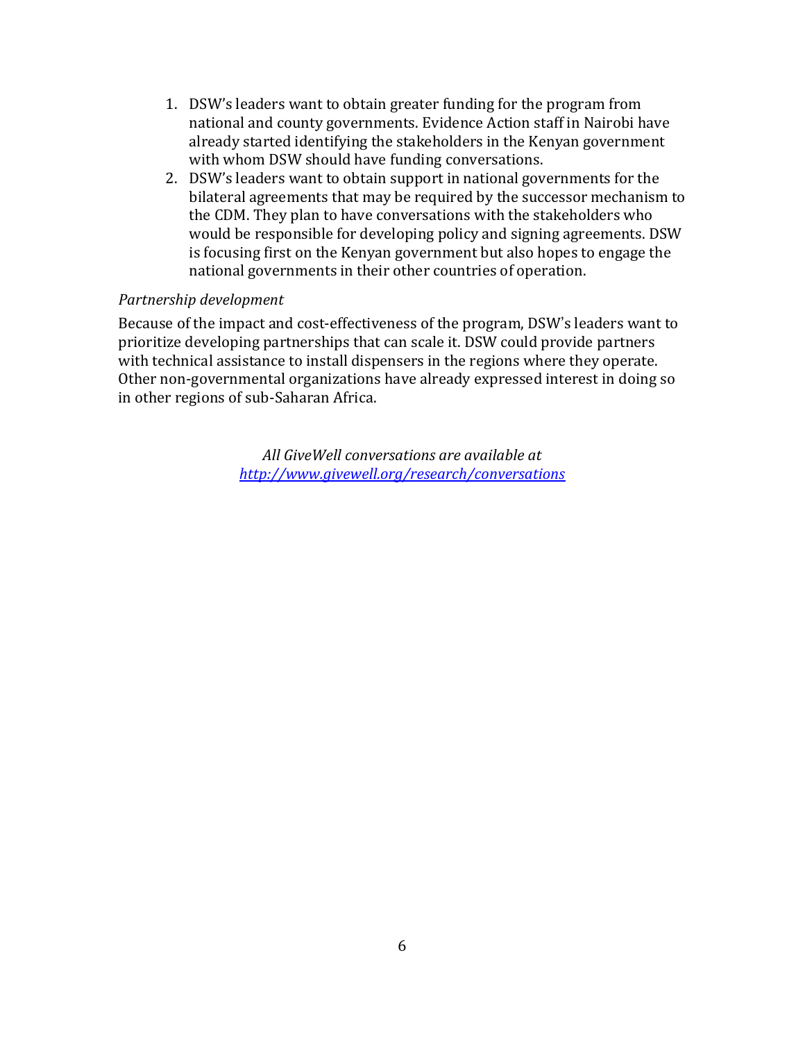1. DSW's leaders want to obtain greater funding for the program from national and county governments. Evidence Action staff in Nairobi have already started identifying the stakeholders in the Kenyan government with whom DSW should have funding conversations.
2. DSW's leaders want to obtain support in national governments for the bilateral agreements that may be required by the successor mechanism to the CDM. They plan to have conversations with the stakeholders who would be responsible for developing policy and signing agreements. DSW is focusing first on the Kenyan government but also hopes to engage the national governments in their other countries of operation.

*Partnership development*

Because of the impact and cost-effectiveness of the program, DSW's leaders want to prioritize developing partnerships that can scale it. DSW could provide partners with technical assistance to install dispensers in the regions where they operate. Other non-governmental organizations have already expressed interest in doing so in other regions of sub-Saharan Africa.

*All GiveWell conversations are available at [http://www.givewell.org/research/conversations](http://www.givewell.org/research/conversations)*